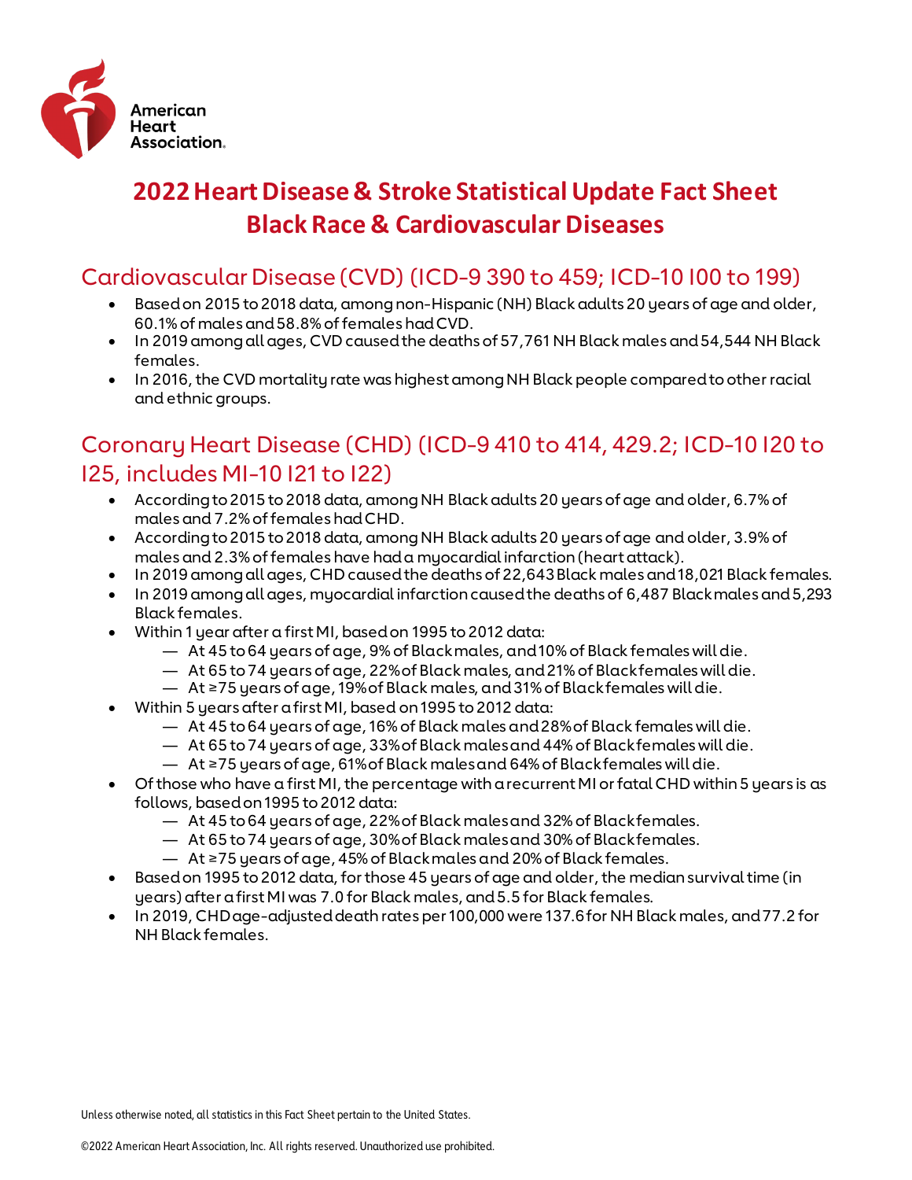American Heart Association.

# 2022 Heart Disease & Stroke Statistical Update Fact Sheet Black Race & Cardiovascular Diseases

## Cardiovascular Disease (CVD) (ICD-9 390 to 459; ICD-10 I00 to I99)

- Based on 2015 to 2018 data, among non-Hispanic (NH) Black adults 20 years of age and older, 60.1% of males and 58.8% of females had CVD.
- In 2019 among all ages, CVD caused the deaths of 57,761 NH Black males and 54,544 NH Black females.
- In 2016, the CVD mortality rate was highest among NH Black people compared to other racial and ethnic groups.

## Coronary Heart Disease (CHD) (ICD-9 410 to 414, 429.2; ICD-10 I20 to I25, includes MI-10 I21 to I22)

- According to 2015 to 2018 data, among NH Black adults 20 years of age and older, 6.7% of males and 7.2% of females had CHD.
- According to 2015 to 2018 data, among NH Black adults 20 years of age and older, 3.9% of males and 2.3% of females have had a myocardial infarction (heart attack).
- In 2019 among all ages, CHD caused the deaths of 22,643 Black males and 18,021 Black females.
- In 2019 among all ages, myocardial infarction caused the deaths of 6,487 Black males and 5,293 Black females.
- Within 1 year after a first MI, based on 1995 to 2012 data:
  - At 45 to 64 years of age, 9% of Black males, and 10% of Black females will die.
  - At 65 to 74 years of age, 22% of Black males, and 21% of Black females will die.
  - At ≥75 years of age, 19% of Black males, and 31% of Black females will die.
- Within 5 years after a first MI, based on 1995 to 2012 data:
  - At 45 to 64 years of age, 16% of Black males and 28% of Black females will die.
  - At 65 to 74 years of age, 33% of Black males and 44% of Black females will die.
  - At ≥75 years of age, 61% of Black males and 64% of Black females will die.
- Of those who have a first MI, the percentage with a recurrent MI or fatal CHD within 5 years is as follows, based on 1995 to 2012 data:
  - At 45 to 64 years of age, 22% of Black males and 32% of Black females.
  - At 65 to 74 years of age, 30% of Black males and 30% of Black females.
  - At ≥75 years of age, 45% of Black males and 20% of Black females.
- Based on 1995 to 2012 data, for those 45 years of age and older, the median survival time (in years) after a first MI was 7.0 for Black males, and 5.5 for Black females.
- In 2019, CHD age-adjusted death rates per 100,000 were 137.6 for NH Black males, and 77.2 for NH Black females.

Unless otherwise noted, all statistics in this Fact Sheet pertain to the United States.

©2022 American Heart Association, Inc. All rights reserved. Unauthorized use prohibited.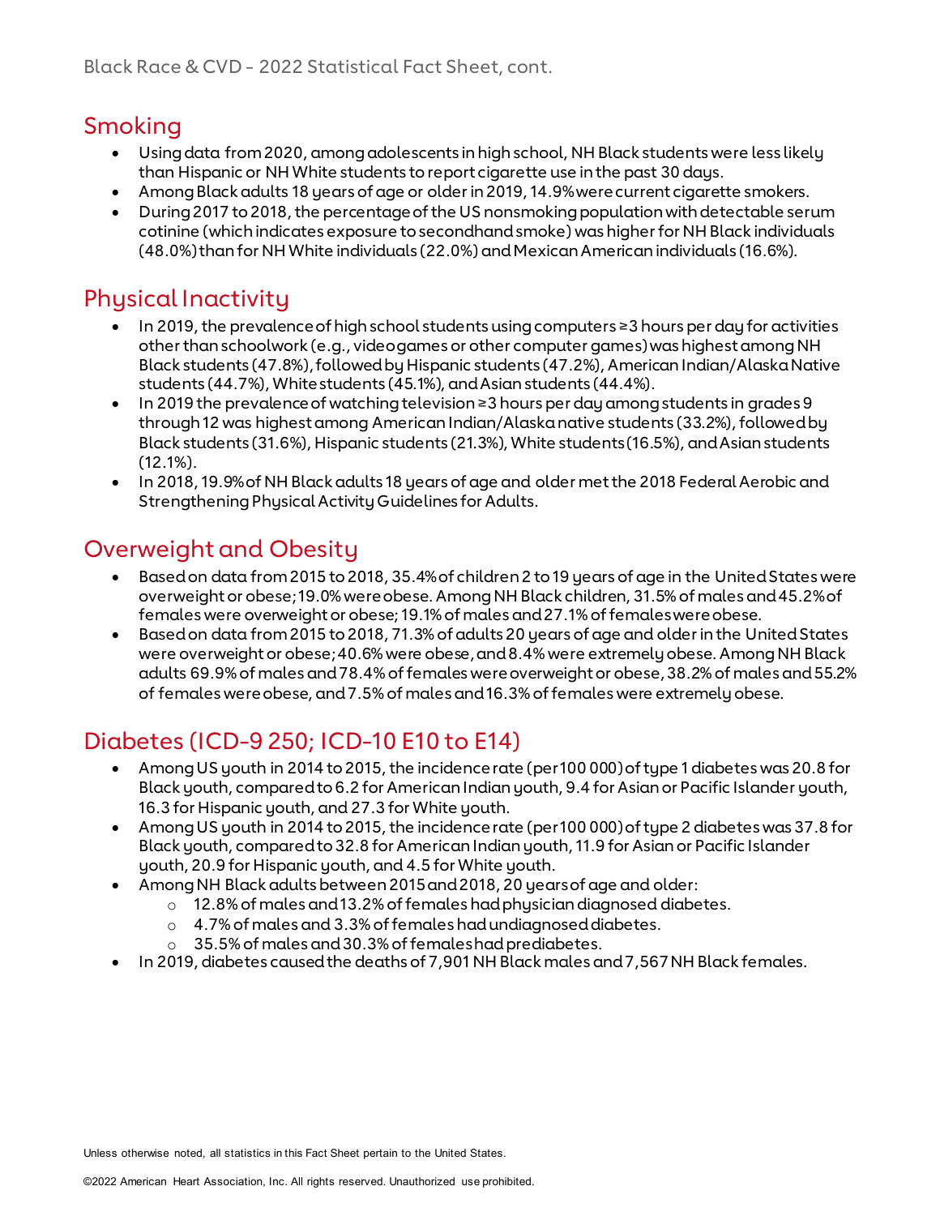## Smoking

- Using data from 2020, among adolescents in high school, NH Black students were less likely than Hispanic or NH White students to report cigarette use in the past 30 days.
- Among Black adults 18 years of age or older in 2019, 14.9% were current cigarette smokers.
- During 2017 to 2018, the percentage of the US nonsmoking population with detectable serum cotinine (which indicates exposure to secondhand smoke) was higher for NH Black individuals (48.0%) than for NH White individuals (22.0%) and Mexican American individuals (16.6%).

## Physical Inactivity

- In 2019, the prevalence of high school students using computers ≥3 hours per day for activities other than schoolwork (e.g., videogames or other computer games) was highest among NH Black students (47.8%), followed by Hispanic students (47.2%), American Indian/Alaska Native students (44.7%), White students (45.1%), and Asian students (44.4%).
- In 2019 the prevalence of watching television ≥3 hours per day among students in grades 9 through 12 was highest among American Indian/Alaska native students (33.2%), followed by Black students (31.6%), Hispanic students (21.3%), White students (16.5%), and Asian students (12.1%).
- In 2018, 19.9% of NH Black adults 18 years of age and older met the 2018 Federal Aerobic and Strengthening Physical Activity Guidelines for Adults.

## Overweight and Obesity

- Based on data from 2015 to 2018, 35.4% of children 2 to 19 years of age in the United States were overweight or obese; 19.0% were obese. Among NH Black children, 31.5% of males and 45.2% of females were overweight or obese; 19.1% of males and 27.1% of females were obese.
- Based on data from 2015 to 2018, 71.3% of adults 20 years of age and older in the United States were overweight or obese; 40.6% were obese, and 8.4% were extremely obese. Among NH Black adults 69.9% of males and 78.4% of females were overweight or obese, 38.2% of males and 55.2% of females were obese, and 7.5% of males and 16.3% of females were extremely obese.

## Diabetes (ICD-9 250; ICD-10 E10 to E14)

- Among US youth in 2014 to 2015, the incidence rate (per 100 000) of type 1 diabetes was 20.8 for Black youth, compared to 6.2 for American Indian youth, 9.4 for Asian or Pacific Islander youth, 16.3 for Hispanic youth, and 27.3 for White youth.
- Among US youth in 2014 to 2015, the incidence rate (per 100 000) of type 2 diabetes was 37.8 for Black youth, compared to 32.8 for American Indian youth, 11.9 for Asian or Pacific Islander youth, 20.9 for Hispanic youth, and 4.5 for White youth.
- Among NH Black adults between 2015 and 2018, 20 years of age and older:
  - 12.8% of males and 13.2% of females had physician diagnosed diabetes.
  - 4.7% of males and 3.3% of females had undiagnosed diabetes.
  - 35.5% of males and 30.3% of females had prediabetes.
- In 2019, diabetes caused the deaths of 7,901 NH Black males and 7,567 NH Black females.

Unless otherwise noted, all statistics in this Fact Sheet pertain to the United States.

©2022 American Heart Association, Inc. All rights reserved. Unauthorized use prohibited.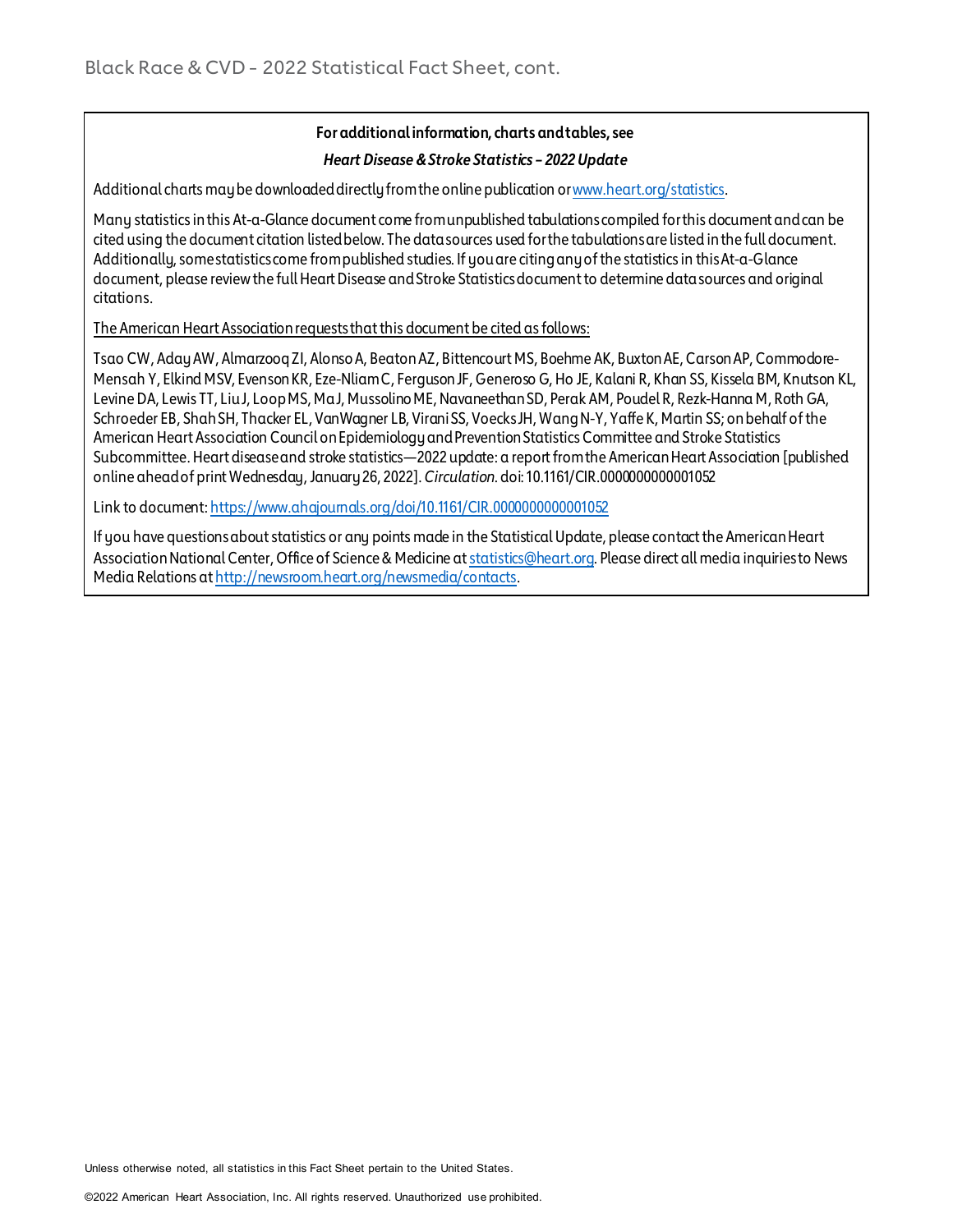**For additional information, charts and tables, see**

***Heart Disease & Stroke Statistics – 2022 Update***

Additional charts may be downloaded directly from the online publication or [www.heart.org/statistics](http://www.heart.org/statistics).

Many statistics in this At-a-Glance document come from unpublished tabulations compiled for this document and can be cited using the document citation listed below. The data sources used for the tabulations are listed in the full document. Additionally, some statistics come from published studies. If you are citing any of the statistics in this At-a-Glance document, please review the full Heart Disease and Stroke Statistics document to determine data sources and original citations.

The American Heart Association requests that this document be cited as follows:

Tsao CW, Aday AW, Almarzooq ZI, Alonso A, Beaton AZ, Bittencourt MS, Boehme AK, Buxton AE, Carson AP, Commodore-Mensah Y, Elkind MSV, Evenson KR, Eze-Nliam C, Ferguson JF, Generoso G, Ho JE, Kalani R, Khan SS, Kissela BM, Knutson KL, Levine DA, Lewis TT, Liu J, Loop MS, Ma J, Mussolino ME, Navaneethan SD, Perak AM, Poudel R, Rezk-Hanna M, Roth GA, Schroeder EB, Shah SH, Thacker EL, VanWagner LB, Virani SS, Voecks JH, Wang N-Y, Yaffe K, Martin SS; on behalf of the American Heart Association Council on Epidemiology and Prevention Statistics Committee and Stroke Statistics Subcommittee. Heart disease and stroke statistics—2022 update: a report from the American Heart Association [published online ahead of print Wednesday, January 26, 2022]. *Circulation*. doi: 10.1161/CIR.0000000000001052

Link to document: [https://www.ahajournals.org/doi/10.1161/CIR.0000000000001052](https://www.ahajournals.org/doi/10.1161/CIR.0000000000001052)

If you have questions about statistics or any points made in the Statistical Update, please contact the American Heart Association National Center, Office of Science & Medicine at [statistics@heart.org](mailto:statistics@heart.org). Please direct all media inquiries to News Media Relations at [http://newsroom.heart.org/newsmedia/contacts](http://newsroom.heart.org/newsmedia/contacts).

Unless otherwise noted, all statistics in this Fact Sheet pertain to the United States.

©2022 American Heart Association, Inc. All rights reserved. Unauthorized use prohibited.